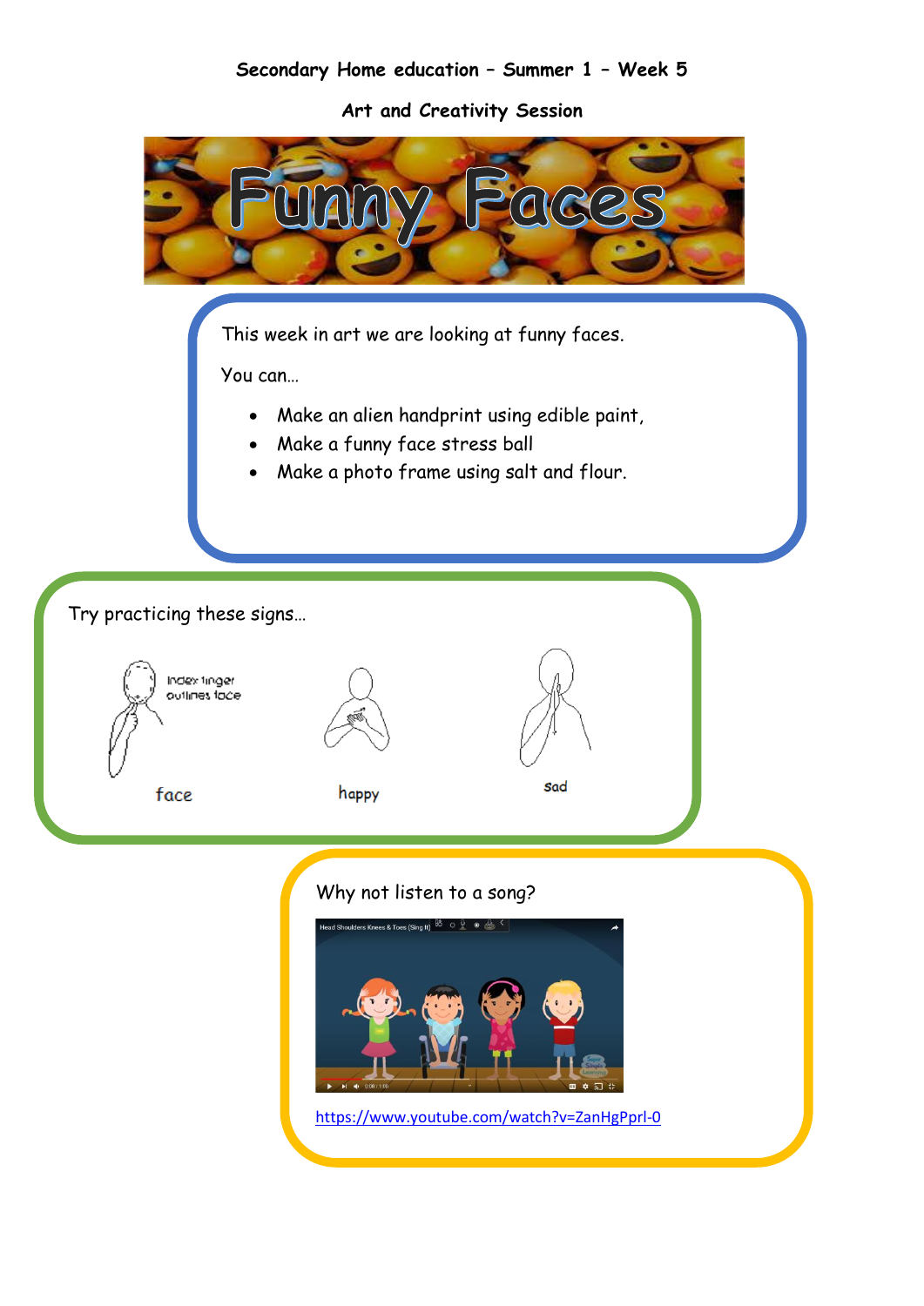**Secondary Home education – Summer 1 – Week 5**

**Art and Creativity Session**

# Funny Faces

This week in art we are looking at funny faces.

You can…

- Make an alien handprint using edible paint,
- Make a funny face stress ball
- Make a photo frame using salt and flour.

Try practicing these signs…

Index finger outlines face

face

happy

sad

Why not listen to a song?

Head Shoulders Knees & Toes (Sing It)

https://www.youtube.com/watch?v=ZanHgPprl-0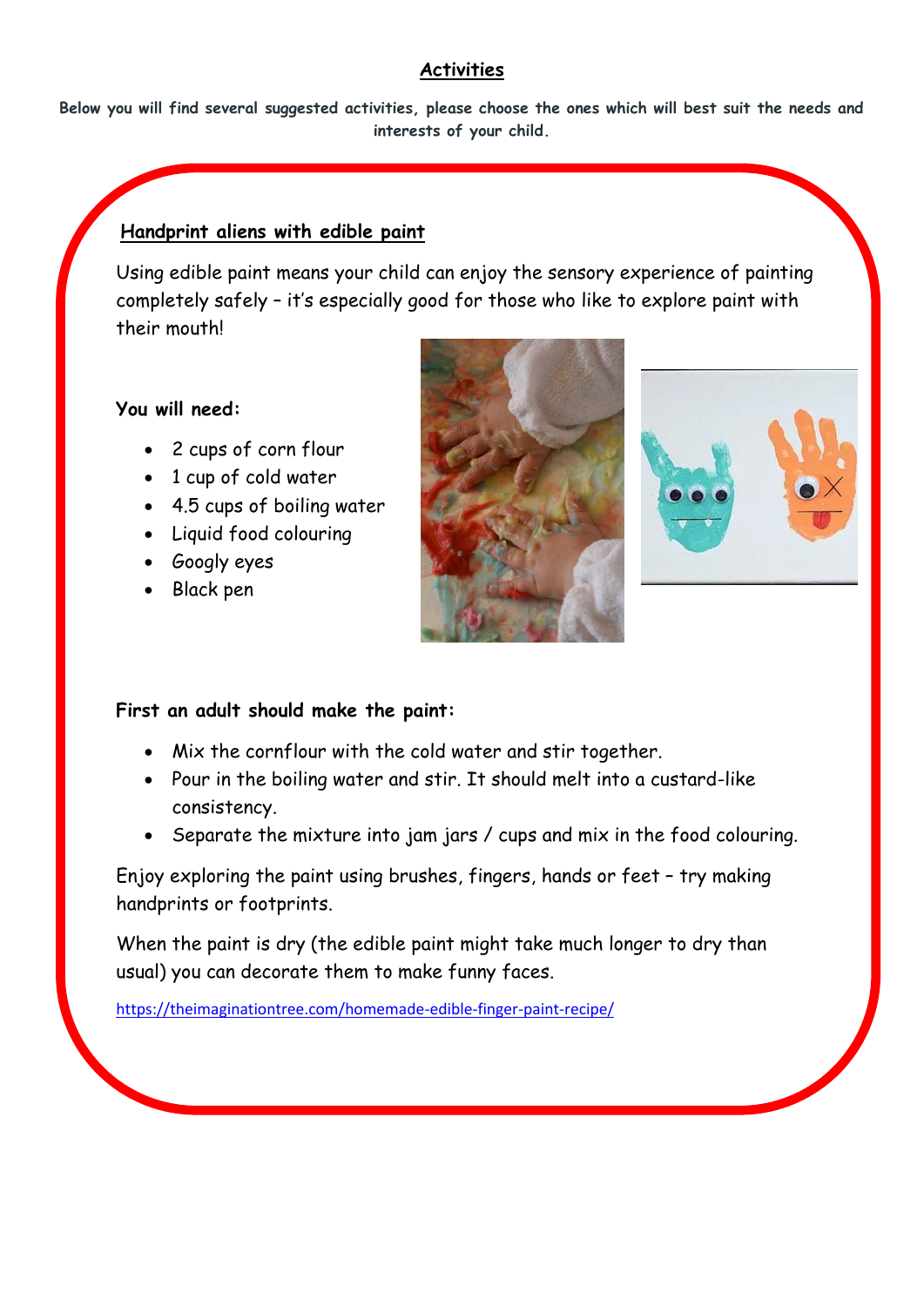## Activities

**Below you will find several suggested activities, please choose the ones which will best suit the needs and interests of your child.**

### Handprint aliens with edible paint

Using edible paint means your child can enjoy the sensory experience of painting completely safely – it's especially good for those who like to explore paint with their mouth!

**You will need:**

- 2 cups of corn flour
- 1 cup of cold water
- 4.5 cups of boiling water
- Liquid food colouring
- Googly eyes
- Black pen

**First an adult should make the paint:**

- Mix the cornflour with the cold water and stir together.
- Pour in the boiling water and stir. It should melt into a custard-like consistency.
- Separate the mixture into jam jars / cups and mix in the food colouring.

Enjoy exploring the paint using brushes, fingers, hands or feet – try making handprints or footprints.

When the paint is dry (the edible paint might take much longer to dry than usual) you can decorate them to make funny faces.

https://theimaginationtree.com/homemade-edible-finger-paint-recipe/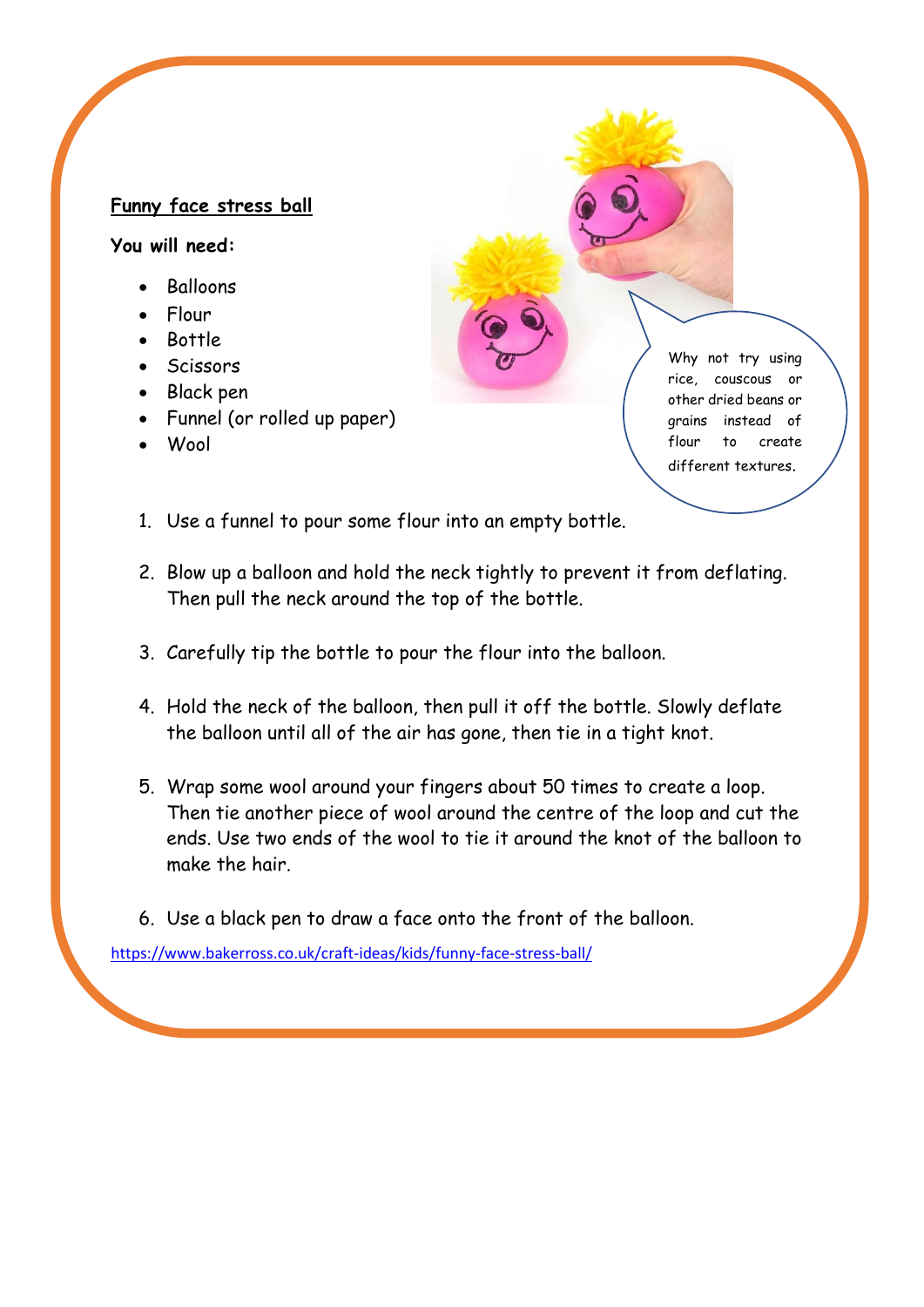**Funny face stress ball**

**You will need:**

- Balloons
- Flour
- Bottle
- Scissors
- Black pen
- Funnel (or rolled up paper)
- Wool

Why not try using rice, couscous or other dried beans or grains instead of flour to create different textures.

1. Use a funnel to pour some flour into an empty bottle.
2. Blow up a balloon and hold the neck tightly to prevent it from deflating. Then pull the neck around the top of the bottle.
3. Carefully tip the bottle to pour the flour into the balloon.
4. Hold the neck of the balloon, then pull it off the bottle. Slowly deflate the balloon until all of the air has gone, then tie in a tight knot.
5. Wrap some wool around your fingers about 50 times to create a loop. Then tie another piece of wool around the centre of the loop and cut the ends. Use two ends of the wool to tie it around the knot of the balloon to make the hair.
6. Use a black pen to draw a face onto the front of the balloon.

https://www.bakerross.co.uk/craft-ideas/kids/funny-face-stress-ball/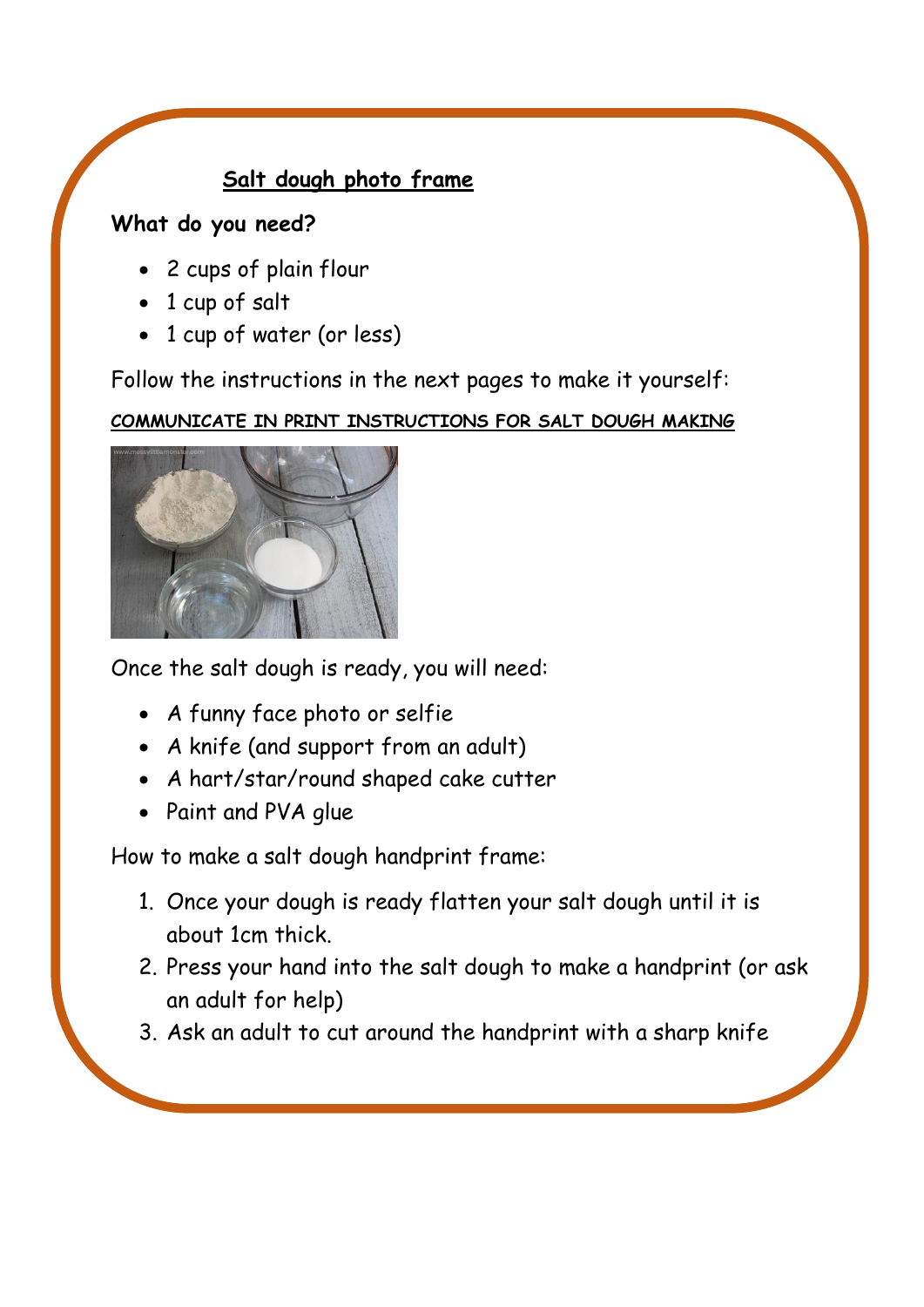## Salt dough photo frame

**What do you need?**

- 2 cups of plain flour
- 1 cup of salt
- 1 cup of water (or less)

Follow the instructions in the next pages to make it yourself:

**COMMUNICATE IN PRINT INSTRUCTIONS FOR SALT DOUGH MAKING**

Once the salt dough is ready, you will need:

- A funny face photo or selfie
- A knife (and support from an adult)
- A hart/star/round shaped cake cutter
- Paint and PVA glue

How to make a salt dough handprint frame:

1. Once your dough is ready flatten your salt dough until it is about 1cm thick.
2. Press your hand into the salt dough to make a handprint (or ask an adult for help)
3. Ask an adult to cut around the handprint with a sharp knife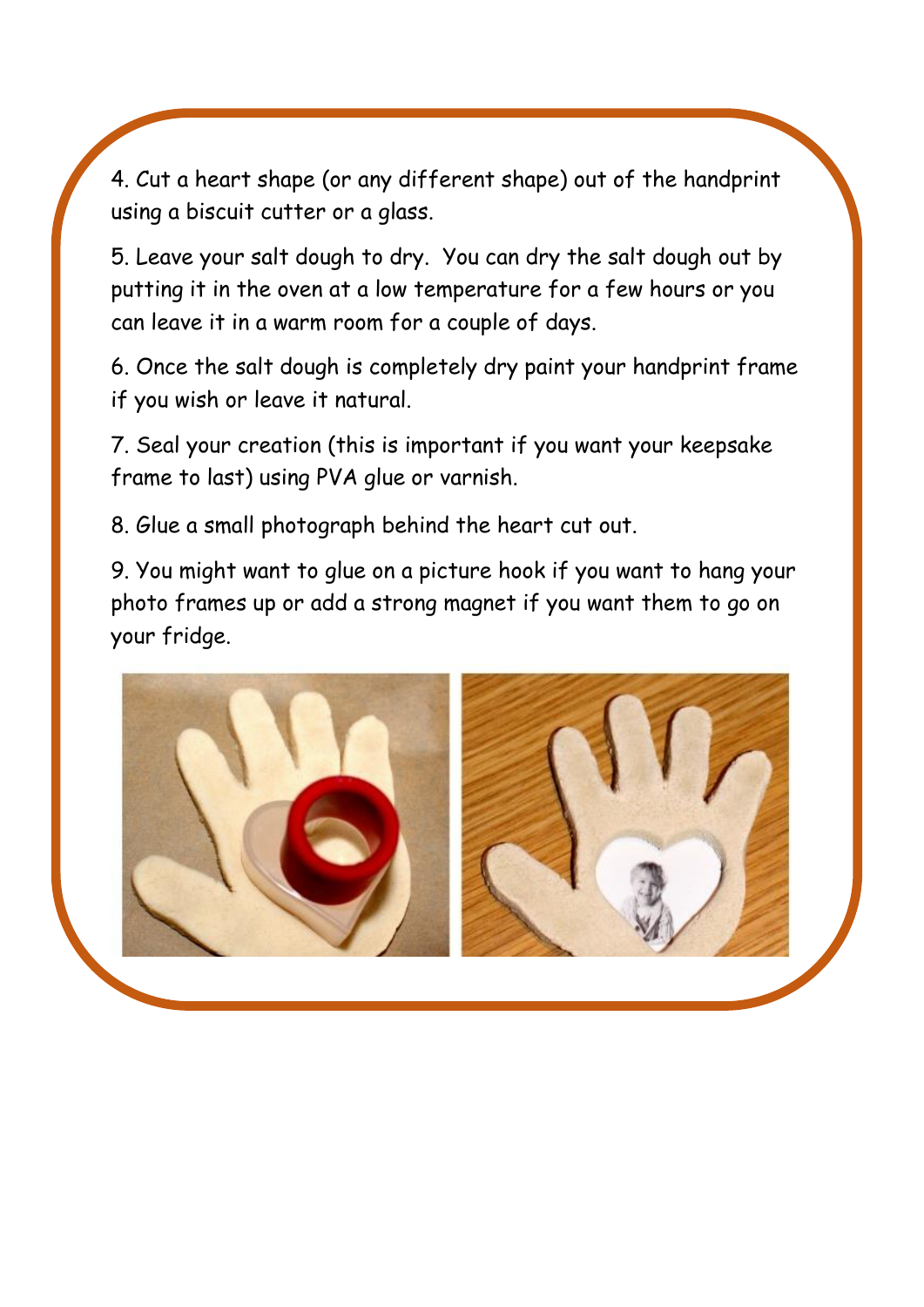4. Cut a heart shape (or any different shape) out of the handprint using a biscuit cutter or a glass.

5. Leave your salt dough to dry.  You can dry the salt dough out by putting it in the oven at a low temperature for a few hours or you can leave it in a warm room for a couple of days.

6. Once the salt dough is completely dry paint your handprint frame if you wish or leave it natural.

7. Seal your creation (this is important if you want your keepsake frame to last) using PVA glue or varnish.

8. Glue a small photograph behind the heart cut out.

9. You might want to glue on a picture hook if you want to hang your photo frames up or add a strong magnet if you want them to go on your fridge.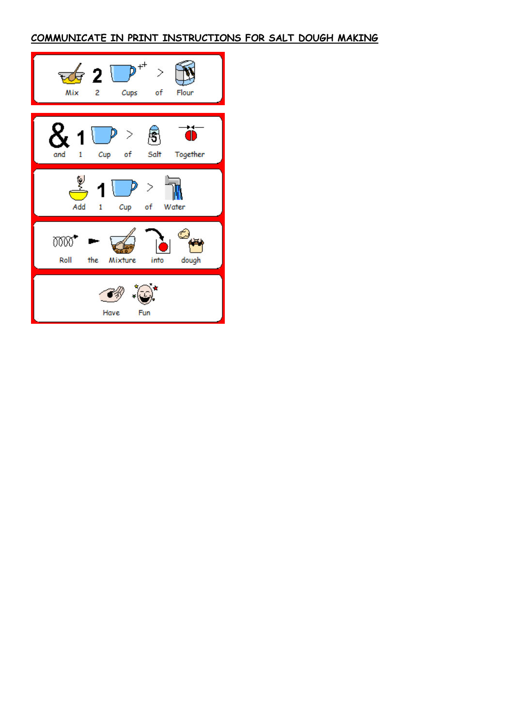# COMMUNICATE IN PRINT INSTRUCTIONS FOR SALT DOUGH MAKING

Mix 2 Cups of Flour

and 1 Cup of Salt Together

Add 1 Cup of Water

Roll the Mixture into dough

Have Fun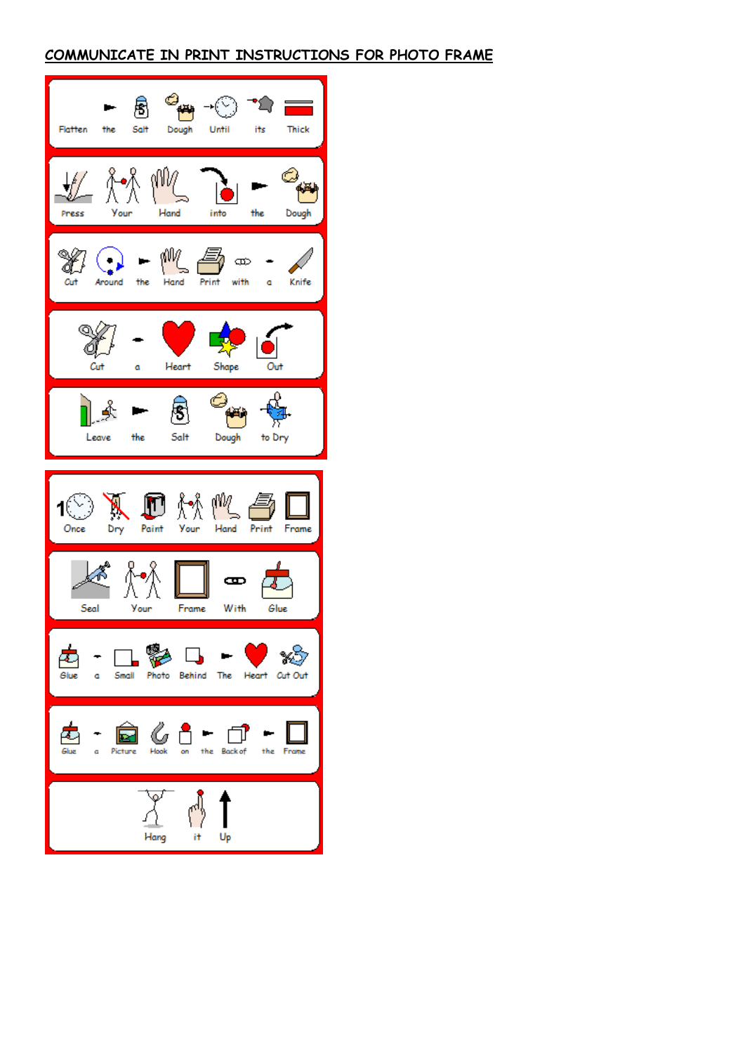## COMMUNICATE IN PRINT INSTRUCTIONS FOR PHOTO FRAME

Flatten the Salt Dough Until its Thick

Press Your Hand into the Dough

Cut Around the Hand Print with a Knife

Cut a Heart Shape Out

Leave the Salt Dough to Dry

Once Dry Paint Your Hand Print Frame

Seal Your Frame With Glue

Glue a Small Photo Behind The Heart Cut Out

Glue a Picture Hook on the Back of the Frame

Hang it Up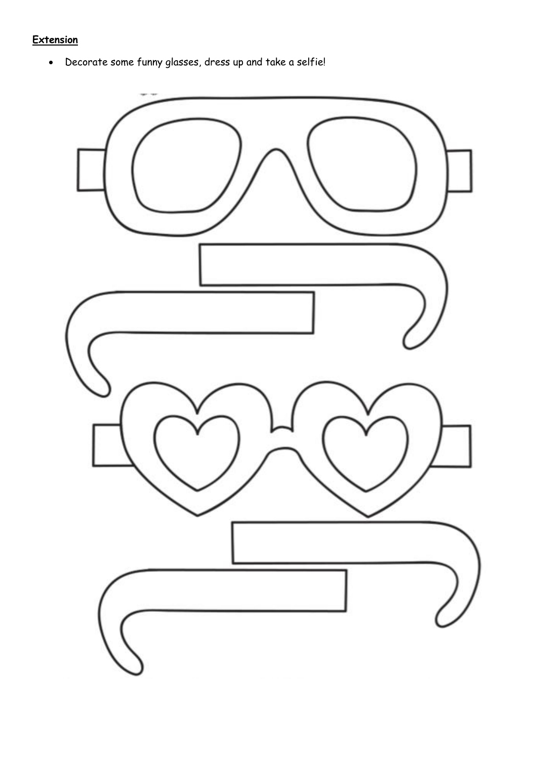**Extension**

- Decorate some funny glasses, dress up and take a selfie!